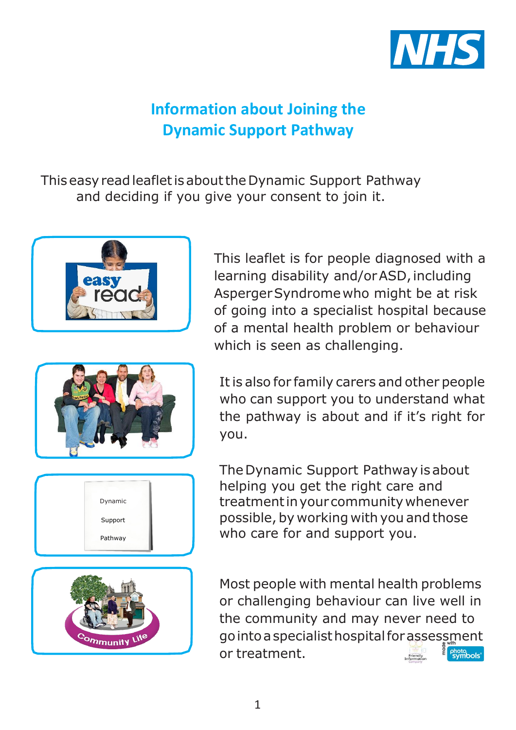# Information about Joining the Dynamic Support Pathway

This easy read leaflet is about the Dynamic Support Pathway and deciding if you give your consent to join it.

This leaflet is for people diagnosed with a learning disability and/or ASD, including Asperger Syndrome who might be at risk of going into a specialist hospital because of a mental health problem or behaviour which is seen as challenging.

It is also for family carers and other people who can support you to understand what the pathway is about and if it's right for you.

The Dynamic Support Pathway is about helping you get the right care and treatment in your community whenever possible, by working with you and those who care for and support you.

Most people with mental health problems or challenging behaviour can live well in the community and may never need to go into a specialist hospital for assessment or treatment.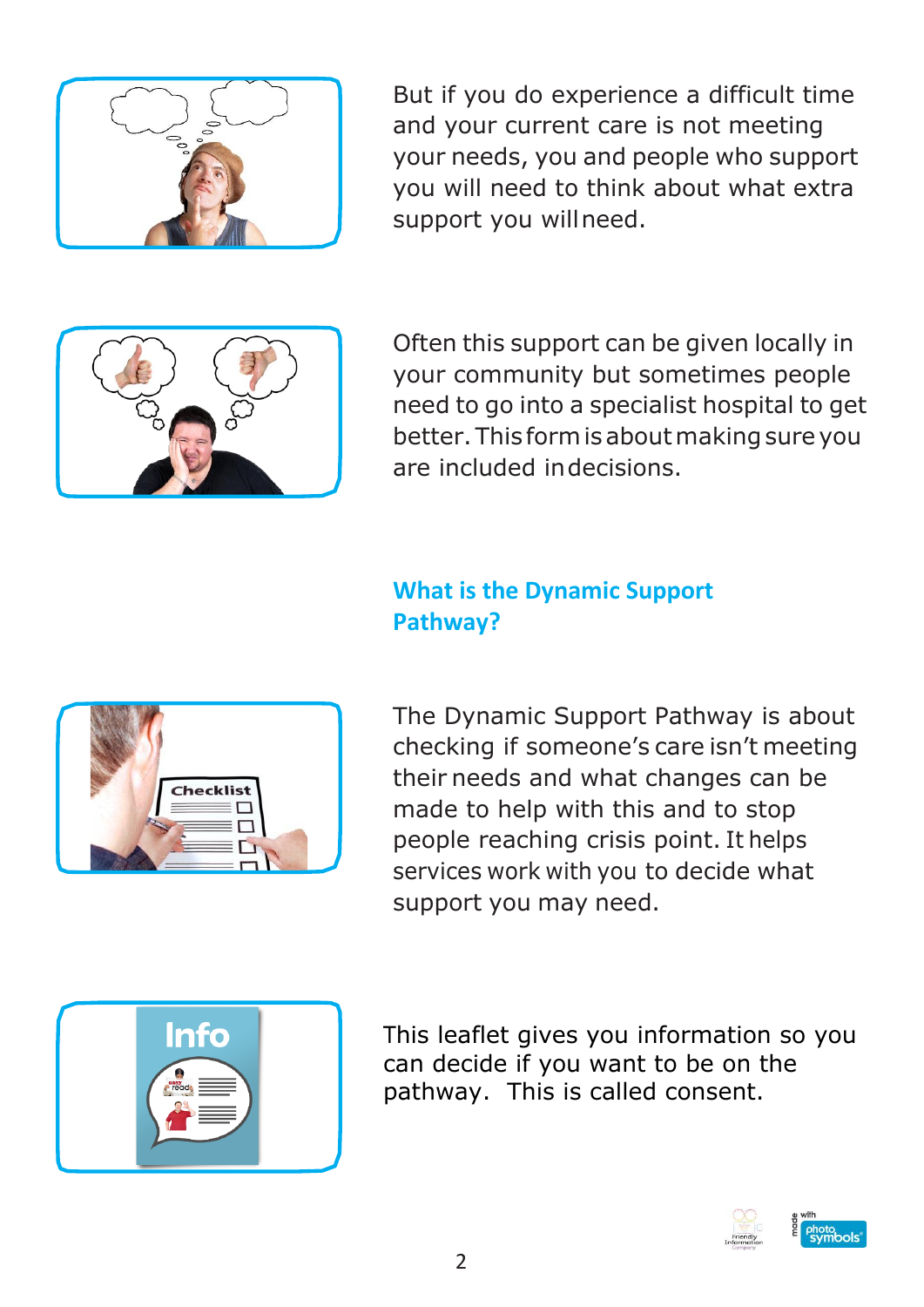But if you do experience a difficult time and your current care is not meeting your needs, you and people who support you will need to think about what extra support you will need.

Often this support can be given locally in your community but sometimes people need to go into a specialist hospital to get better. This form is about making sure you are included in decisions.

## What is the Dynamic Support Pathway?

The Dynamic Support Pathway is about checking if someone's care isn't meeting their needs and what changes can be made to help with this and to stop people reaching crisis point. It helps services work with you to decide what support you may need.

This leaflet gives you information so you can decide if you want to be on the pathway. This is called consent.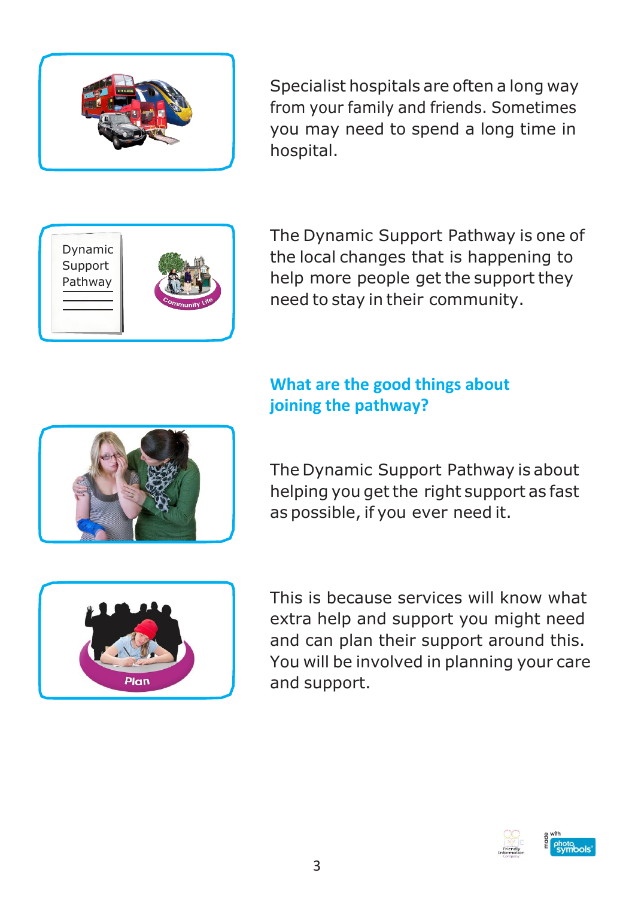Specialist hospitals are often a long way from your family and friends. Sometimes you may need to spend a long time in hospital.

The Dynamic Support Pathway is one of the local changes that is happening to help more people get the support they need to stay in their community.

## What are the good things about joining the pathway?

The Dynamic Support Pathway is about helping you get the right support as fast as possible, if you ever need it.

This is because services will know what extra help and support you might need and can plan their support around this. You will be involved in planning your care and support.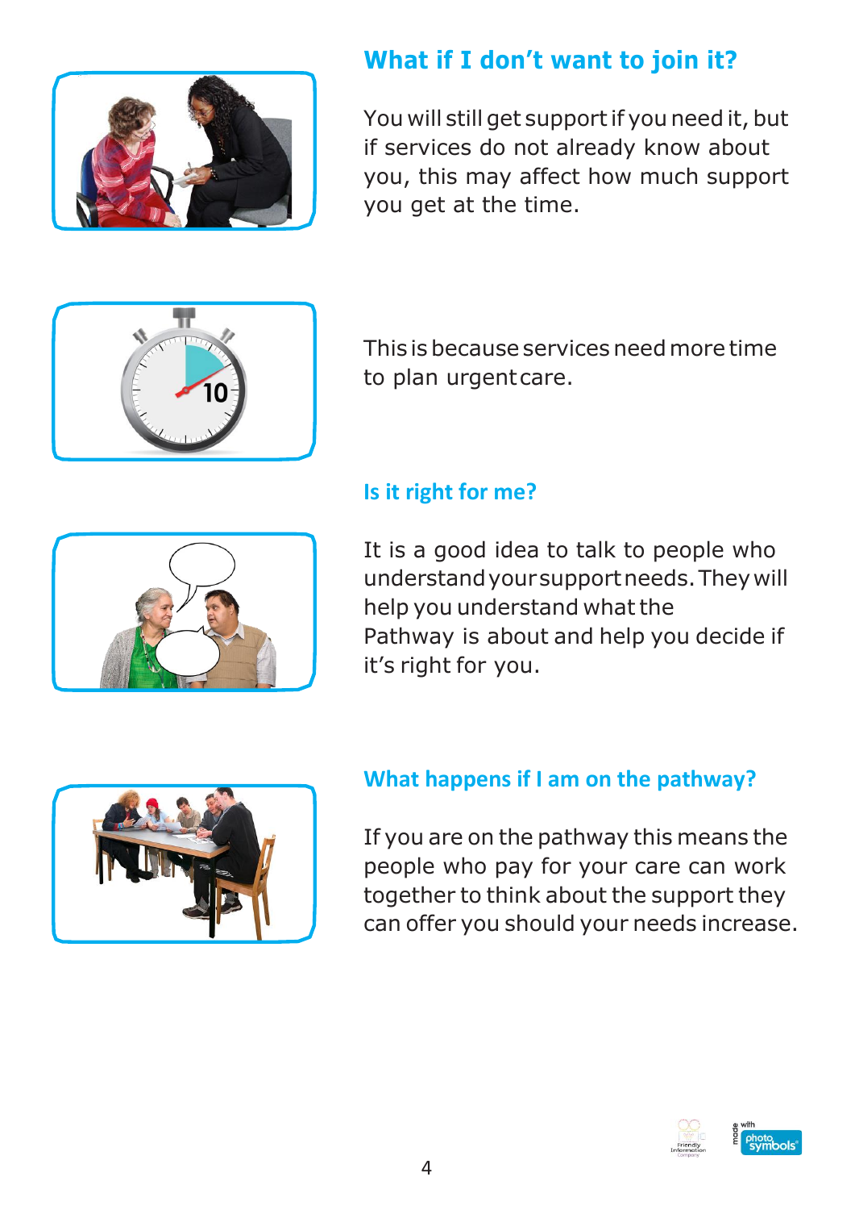## What if I don't want to join it?

You will still get support if you need it, but if services do not already know about you, this may affect how much support you get at the time.

This is because services need more time to plan urgent care.

## Is it right for me?

It is a good idea to talk to people who understand your support needs. They will help you understand what the Pathway is about and help you decide if it's right for you.

## What happens if I am on the pathway?

If you are on the pathway this means the people who pay for your care can work together to think about the support they can offer you should your needs increase.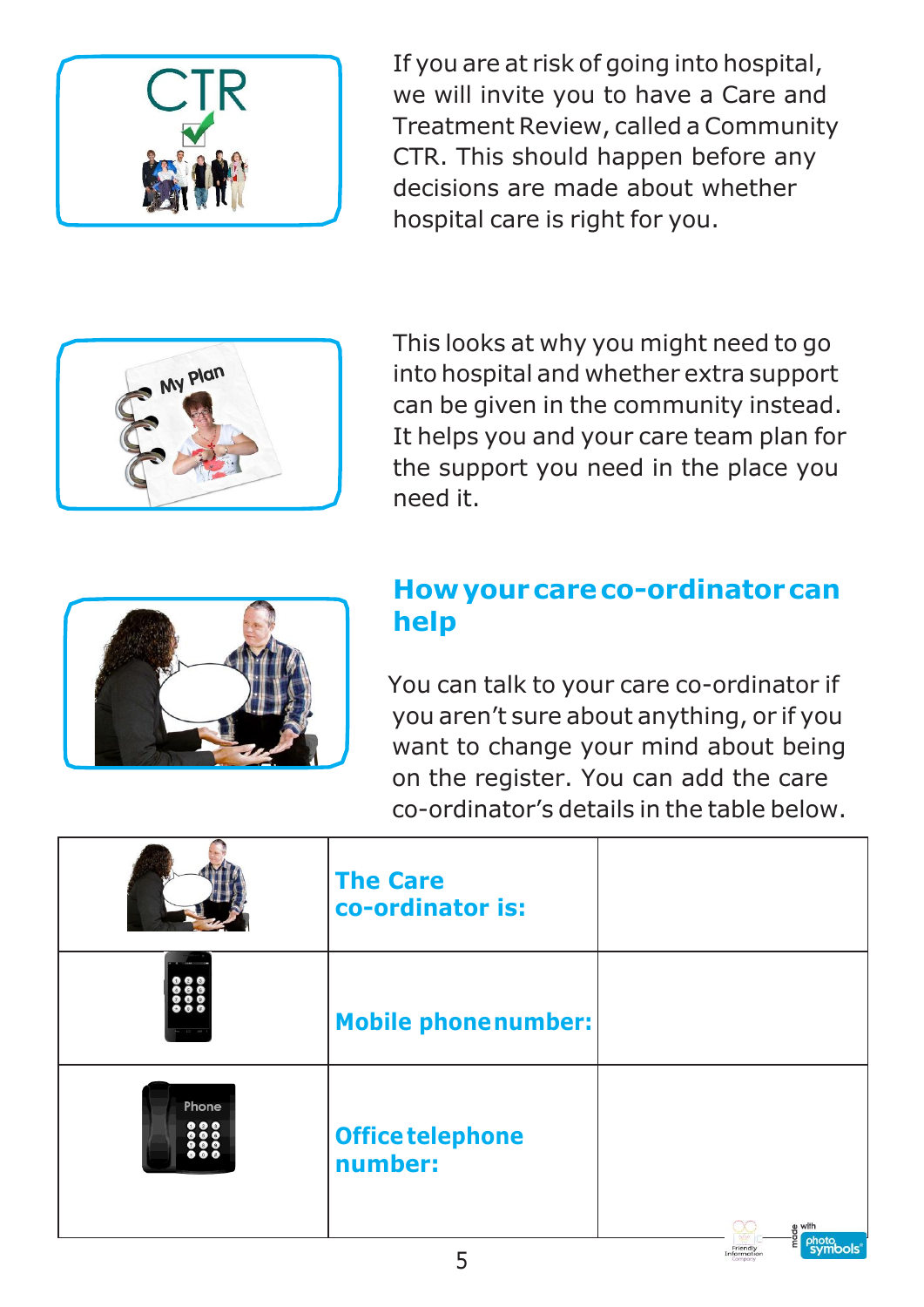If you are at risk of going into hospital, we will invite you to have a Care and Treatment Review, called a Community CTR. This should happen before any decisions are made about whether hospital care is right for you.

This looks at why you might need to go into hospital and whether extra support can be given in the community instead. It helps you and your care team plan for the support you need in the place you need it.

## How your care co-ordinator can help

You can talk to your care co-ordinator if you aren't sure about anything, or if you want to change your mind about being on the register. You can add the care co-ordinator's details in the table below.

| | | |
|---|---|---|
| | **The Care co-ordinator is:** | |
| | **Mobile phone number:** | |
| | **Office telephone number:** | |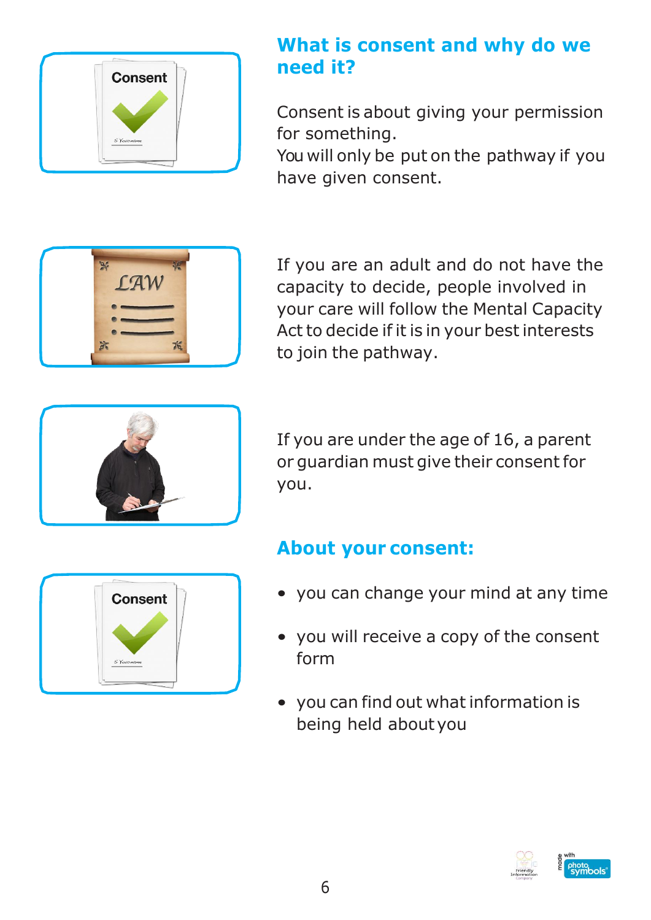## What is consent and why do we need it?

Consent is about giving your permission for something.
You will only be put on the pathway if you have given consent.

If you are an adult and do not have the capacity to decide, people involved in your care will follow the Mental Capacity Act to decide if it is in your best interests to join the pathway.

If you are under the age of 16, a parent or guardian must give their consent for you.

## About your consent:

- you can change your mind at any time
- you will receive a copy of the consent form
- you can find out what information is being held about you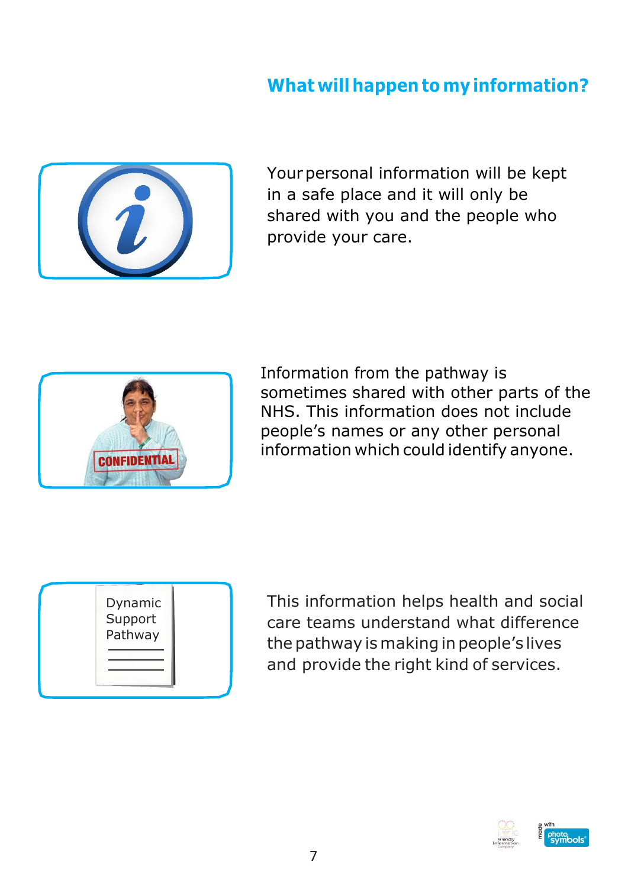## What will happen to my information?

Your personal information will be kept in a safe place and it will only be shared with you and the people who provide your care.

Information from the pathway is sometimes shared with other parts of the NHS. This information does not include people's names or any other personal information which could identify anyone.

This information helps health and social care teams understand what difference the pathway is making in people's lives and provide the right kind of services.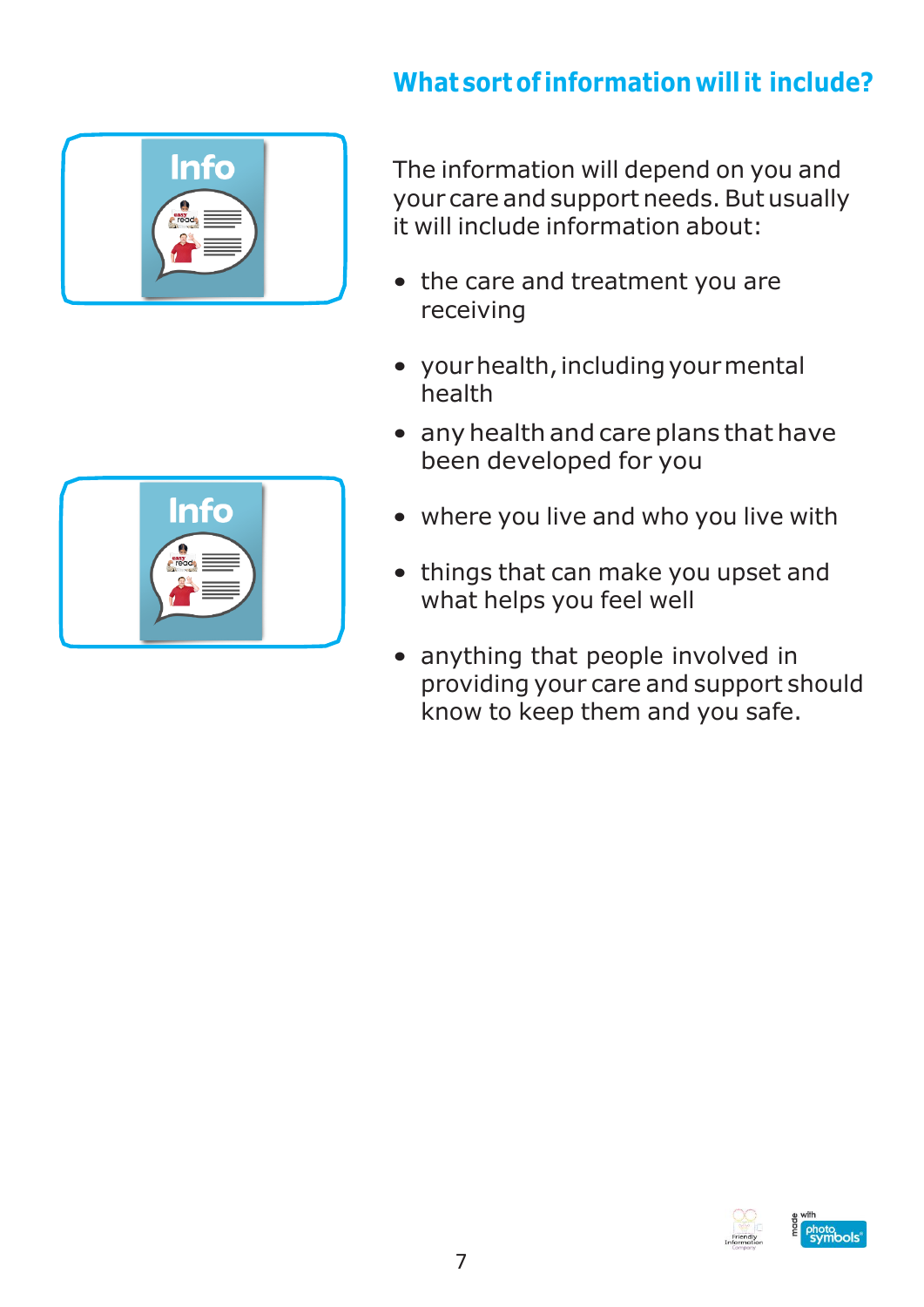## What sort of information will it include?

The information will depend on you and your care and support needs. But usually it will include information about:

- the care and treatment you are receiving
- your health, including your mental health
- any health and care plans that have been developed for you
- where you live and who you live with
- things that can make you upset and what helps you feel well
- anything that people involved in providing your care and support should know to keep them and you safe.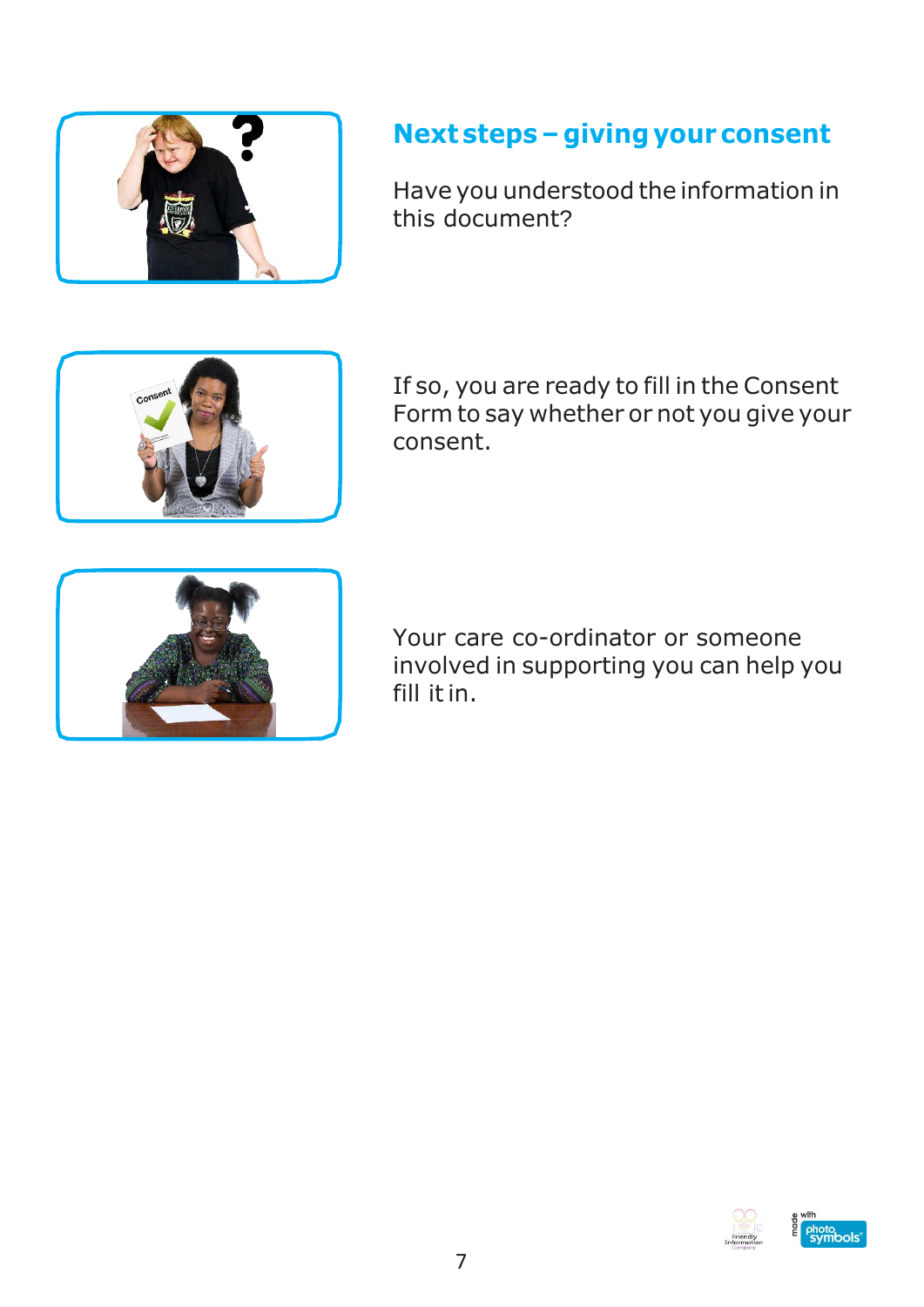## Next steps – giving your consent

Have you understood the information in this document?

If so, you are ready to fill in the Consent Form to say whether or not you give your consent.

Your care co-ordinator or someone involved in supporting you can help you fill it in.